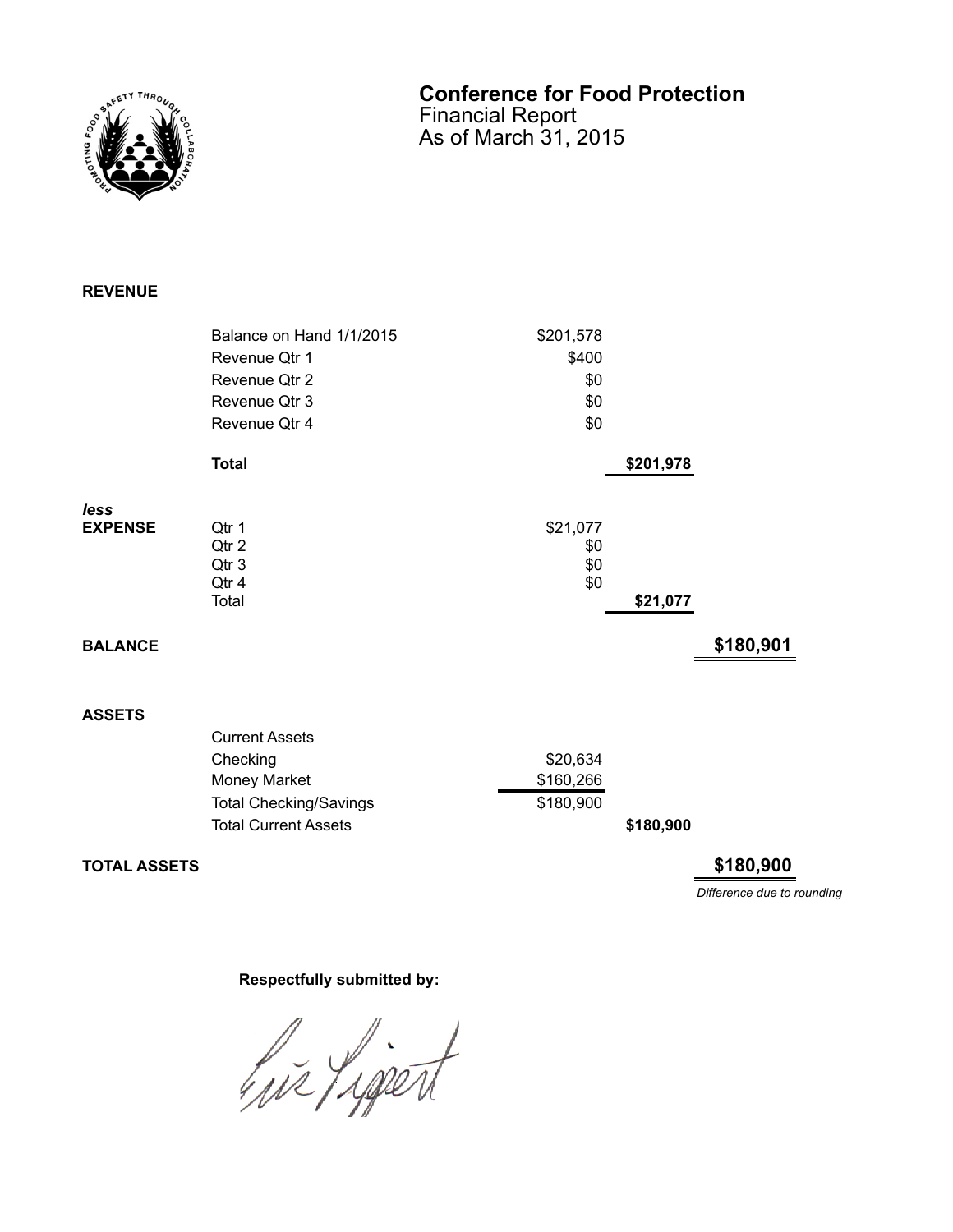# Conference for Food Protection

Financial Report
As of March 31, 2015

**REVENUE**

| | | | | |
|---|---|---|---|---|
| | Balance on Hand 1/1/2015 | $201,578 | | |
| | Revenue Qtr 1 | $400 | | |
| | Revenue Qtr 2 | $0 | | |
| | Revenue Qtr 3 | $0 | | |
| | Revenue Qtr 4 | $0 | | |
| | **Total** | | **$201,978** | |
| ***less*** **EXPENSE** | Qtr 1 | $21,077 | | |
| | Qtr 2 | $0 | | |
| | Qtr 3 | $0 | | |
| | Qtr 4 | $0 | | |
| | Total | | **$21,077** | |
| **BALANCE** | | | | **$180,901** |

**ASSETS**

| | | | | |
|---|---|---|---|---|
| | Current Assets | | | |
| | Checking | $20,634 | | |
| | Money Market | $160,266 | | |
| | Total Checking/Savings | $180,900 | | |
| | Total Current Assets | | **$180,900** | |
| **TOTAL ASSETS** | | | | **$180,900** |

*Difference due to rounding*

**Respectfully submitted by:**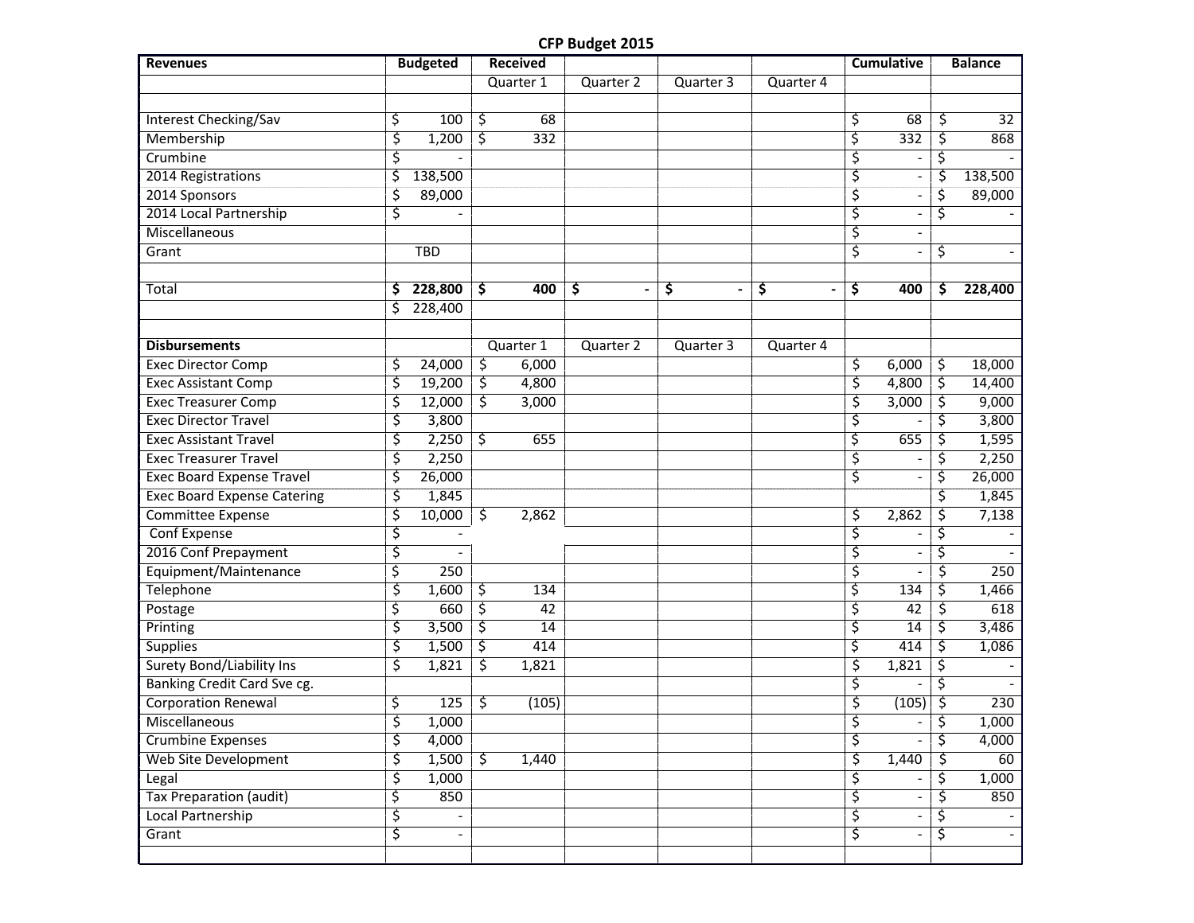# CFP Budget 2015

| Revenues | Budgeted | Received | | | | Cumulative | Balance |
|---|---|---|---|---|---|---|---|
| | | Quarter 1 | Quarter 2 | Quarter 3 | Quarter 4 | | |
| | | | | | | | |
| Interest Checking/Sav | $ 100 | $ 68 | | | | $ 68 | $ 32 |
| Membership | $ 1,200 | $ 332 | | | | $ 332 | $ 868 |
| Crumbine | $ - | | | | | $ - | $ - |
| 2014 Registrations | $ 138,500 | | | | | $ - | $ 138,500 |
| 2014 Sponsors | $ 89,000 | | | | | $ - | $ 89,000 |
| 2014 Local Partnership | $ - | | | | | $ - | $ - |
| Miscellaneous | | | | | | $ - | |
| Grant | TBD | | | | | $ - | $ - |
| | | | | | | | |
| Total | **$ 228,800** | **$ 400** | **$ -** | **$ -** | **$ -** | **$ 400** | **$ 228,400** |
| | $ 228,400 | | | | | | |
| | | | | | | | |
| **Disbursements** | | Quarter 1 | Quarter 2 | Quarter 3 | Quarter 4 | | |
| Exec Director Comp | $ 24,000 | $ 6,000 | | | | $ 6,000 | $ 18,000 |
| Exec Assistant Comp | $ 19,200 | $ 4,800 | | | | $ 4,800 | $ 14,400 |
| Exec Treasurer Comp | $ 12,000 | $ 3,000 | | | | $ 3,000 | $ 9,000 |
| Exec Director Travel | $ 3,800 | | | | | $ - | $ 3,800 |
| Exec Assistant Travel | $ 2,250 | $ 655 | | | | $ 655 | $ 1,595 |
| Exec Treasurer Travel | $ 2,250 | | | | | $ - | $ 2,250 |
| Exec Board Expense Travel | $ 26,000 | | | | | $ - | $ 26,000 |
| Exec Board Expense Catering | $ 1,845 | | | | | | $ 1,845 |
| Committee Expense | $ 10,000 | $ 2,862 | | | | $ 2,862 | $ 7,138 |
| Conf Expense | $ - | | | | | $ - | $ - |
| 2016 Conf Prepayment | $ - | | | | | $ - | $ - |
| Equipment/Maintenance | $ 250 | | | | | $ - | $ 250 |
| Telephone | $ 1,600 | $ 134 | | | | $ 134 | $ 1,466 |
| Postage | $ 660 | $ 42 | | | | $ 42 | $ 618 |
| Printing | $ 3,500 | $ 14 | | | | $ 14 | $ 3,486 |
| Supplies | $ 1,500 | $ 414 | | | | $ 414 | $ 1,086 |
| Surety Bond/Liability Ins | $ 1,821 | $ 1,821 | | | | $ 1,821 | $ - |
| Banking Credit Card Sve cg. | | | | | | $ - | $ - |
| Corporation Renewal | $ 125 | $ (105) | | | | $ (105) | $ 230 |
| Miscellaneous | $ 1,000 | | | | | $ - | $ 1,000 |
| Crumbine Expenses | $ 4,000 | | | | | $ - | $ 4,000 |
| Web Site Development | $ 1,500 | $ 1,440 | | | | $ 1,440 | $ 60 |
| Legal | $ 1,000 | | | | | $ - | $ 1,000 |
| Tax Preparation (audit) | $ 850 | | | | | $ - | $ 850 |
| Local Partnership | $ - | | | | | $ - | $ - |
| Grant | $ - | | | | | $ - | $ - |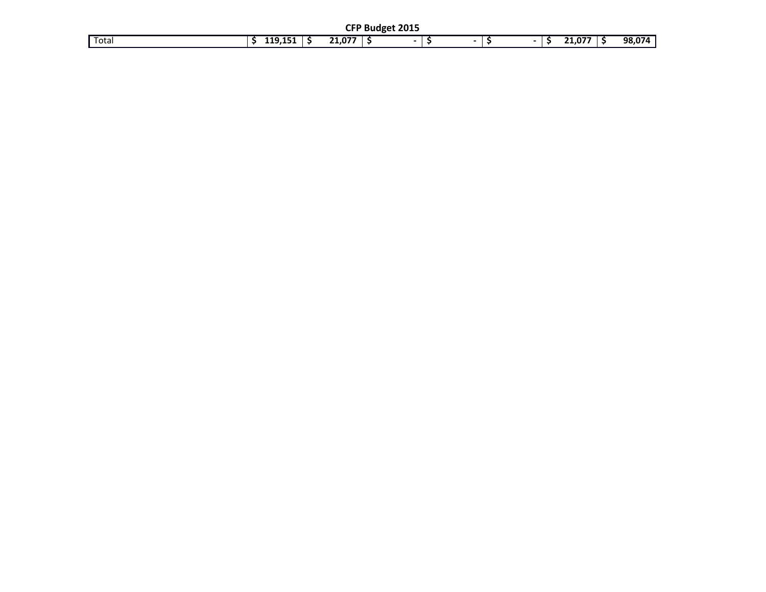**CFP Budget 2015**

| | | | | | | |
|---|---|---|---|---|---|---|
| Total | **$ 119,151** | **$ 21,077** | **$ -** | **$ -** | **$ -** | **$ 21,077** | **$ 98,074** |